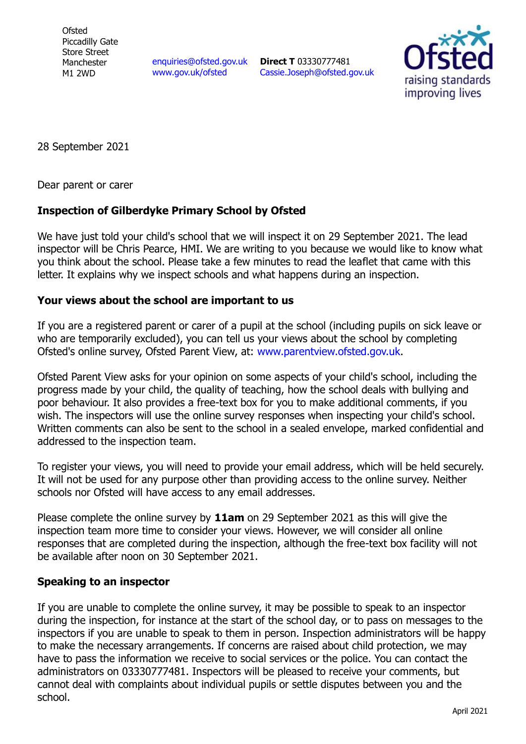Ofsted
Piccadilly Gate
Store Street
Manchester
M1 2WD

enquiries@ofsted.gov.uk
www.gov.uk/ofsted

**Direct T** 03330777481
Cassie.Joseph@ofsted.gov.uk

28 September 2021

Dear parent or carer

**Inspection of Gilberdyke Primary School by Ofsted**

We have just told your child's school that we will inspect it on 29 September 2021. The lead inspector will be Chris Pearce, HMI. We are writing to you because we would like to know what you think about the school. Please take a few minutes to read the leaflet that came with this letter. It explains why we inspect schools and what happens during an inspection.

**Your views about the school are important to us**

If you are a registered parent or carer of a pupil at the school (including pupils on sick leave or who are temporarily excluded), you can tell us your views about the school by completing Ofsted's online survey, Ofsted Parent View, at: www.parentview.ofsted.gov.uk.

Ofsted Parent View asks for your opinion on some aspects of your child's school, including the progress made by your child, the quality of teaching, how the school deals with bullying and poor behaviour. It also provides a free-text box for you to make additional comments, if you wish. The inspectors will use the online survey responses when inspecting your child's school. Written comments can also be sent to the school in a sealed envelope, marked confidential and addressed to the inspection team.

To register your views, you will need to provide your email address, which will be held securely. It will not be used for any purpose other than providing access to the online survey. Neither schools nor Ofsted will have access to any email addresses.

Please complete the online survey by **11am** on 29 September 2021 as this will give the inspection team more time to consider your views. However, we will consider all online responses that are completed during the inspection, although the free-text box facility will not be available after noon on 30 September 2021.

**Speaking to an inspector**

If you are unable to complete the online survey, it may be possible to speak to an inspector during the inspection, for instance at the start of the school day, or to pass on messages to the inspectors if you are unable to speak to them in person. Inspection administrators will be happy to make the necessary arrangements. If concerns are raised about child protection, we may have to pass the information we receive to social services or the police. You can contact the administrators on 03330777481. Inspectors will be pleased to receive your comments, but cannot deal with complaints about individual pupils or settle disputes between you and the school.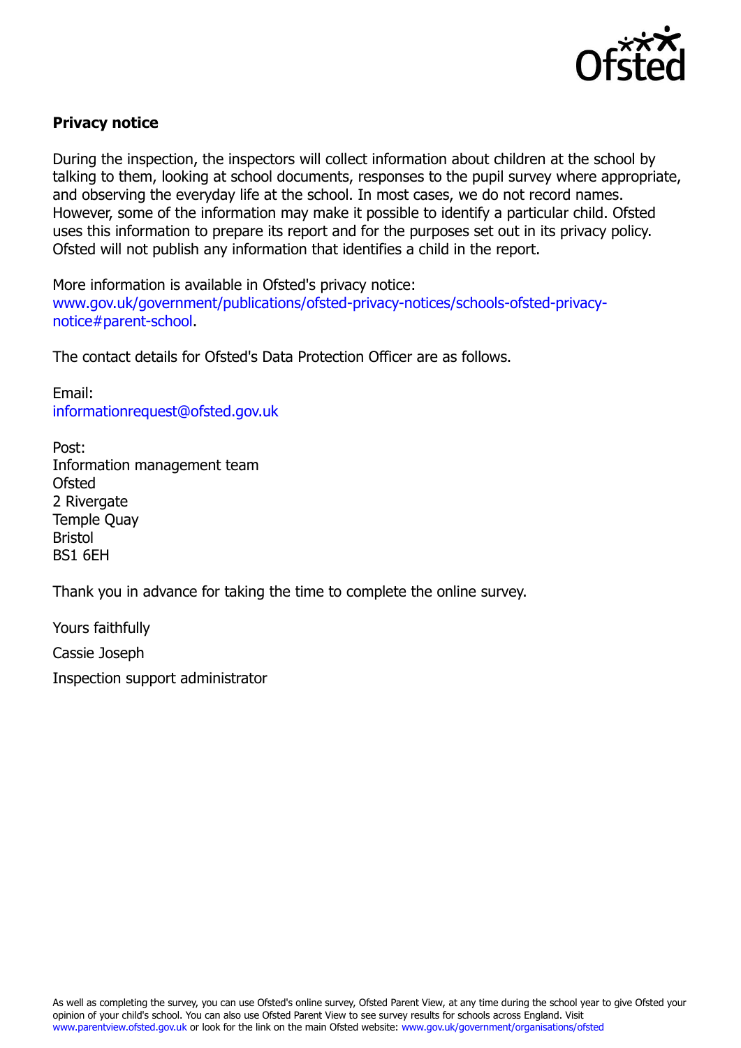**Privacy notice**

During the inspection, the inspectors will collect information about children at the school by talking to them, looking at school documents, responses to the pupil survey where appropriate, and observing the everyday life at the school. In most cases, we do not record names. However, some of the information may make it possible to identify a particular child. Ofsted uses this information to prepare its report and for the purposes set out in its privacy policy. Ofsted will not publish any information that identifies a child in the report.

More information is available in Ofsted's privacy notice: www.gov.uk/government/publications/ofsted-privacy-notices/schools-ofsted-privacy-notice#parent-school.

The contact details for Ofsted's Data Protection Officer are as follows.

Email:
informationrequest@ofsted.gov.uk

Post:
Information management team
Ofsted
2 Rivergate
Temple Quay
Bristol
BS1 6EH

Thank you in advance for taking the time to complete the online survey.

Yours faithfully

Cassie Joseph

Inspection support administrator

As well as completing the survey, you can use Ofsted's online survey, Ofsted Parent View, at any time during the school year to give Ofsted your opinion of your child's school. You can also use Ofsted Parent View to see survey results for schools across England. Visit www.parentview.ofsted.gov.uk or look for the link on the main Ofsted website: www.gov.uk/government/organisations/ofsted